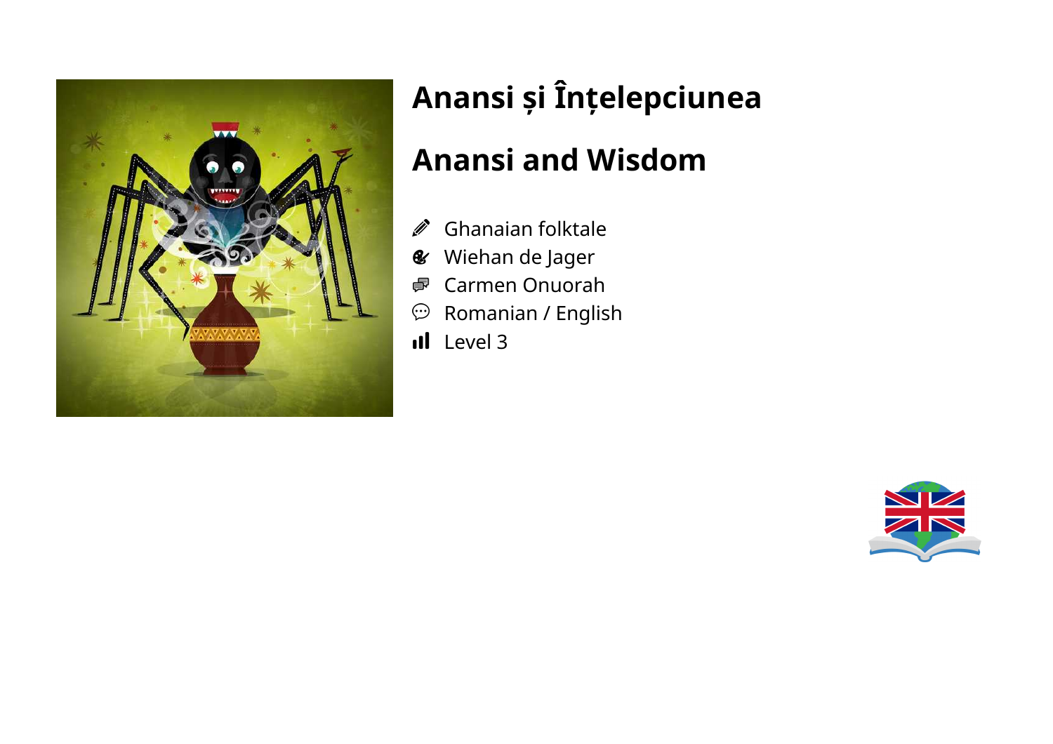# Anansi și Înțelepciunea

# Anansi and Wisdom

- Ghanaian folktale
- Wiehan de Jager
- Carmen Onuorah
- Romanian / English
- Level 3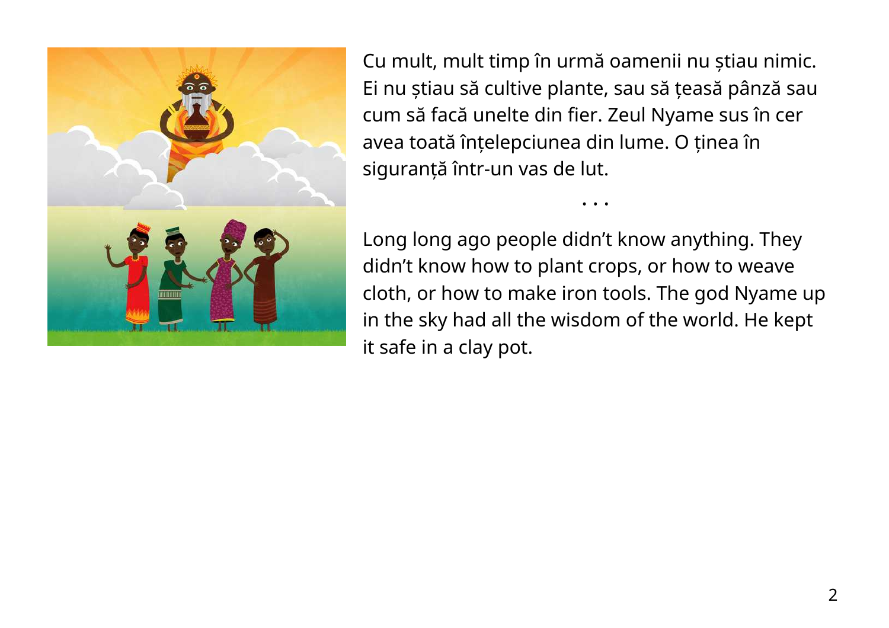Cu mult, mult timp în urmă oamenii nu știau nimic. Ei nu știau să cultive plante, sau să țească pânză sau cum să facă unelte din fier. Zeul Nyame sus în cer avea toată înțelepciunea din lume. O ținea în siguranță într-un vas de lut.

. . .

Long long ago people didn't know anything. They didn't know how to plant crops, or how to weave cloth, or how to make iron tools. The god Nyame up in the sky had all the wisdom of the world. He kept it safe in a clay pot.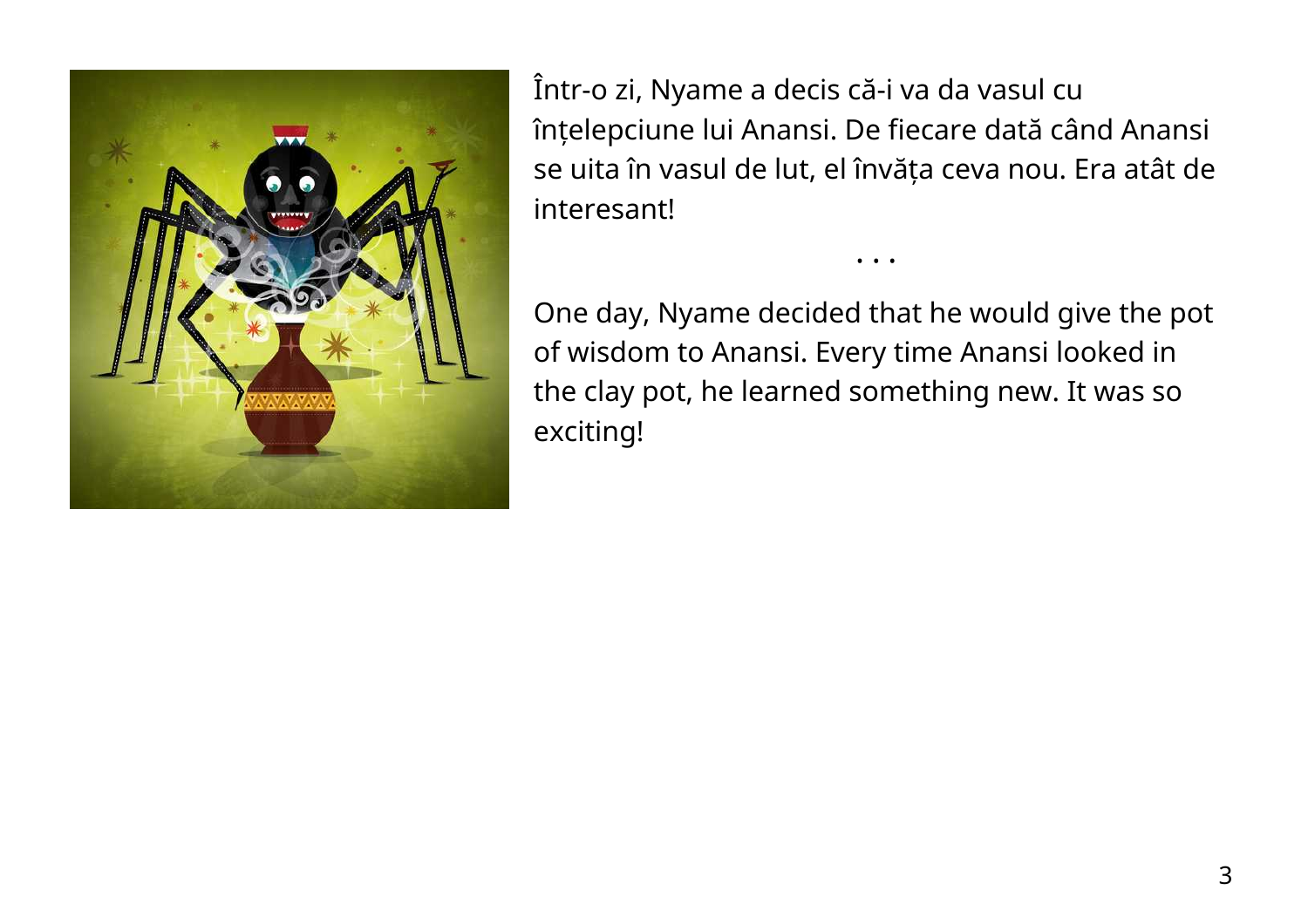Într-o zi, Nyame a decis că-i va da vasul cu înțelepciune lui Anansi. De fiecare dată când Anansi se uita în vasul de lut, el învăța ceva nou. Era atât de interesant!

• • •

One day, Nyame decided that he would give the pot of wisdom to Anansi. Every time Anansi looked in the clay pot, he learned something new. It was so exciting!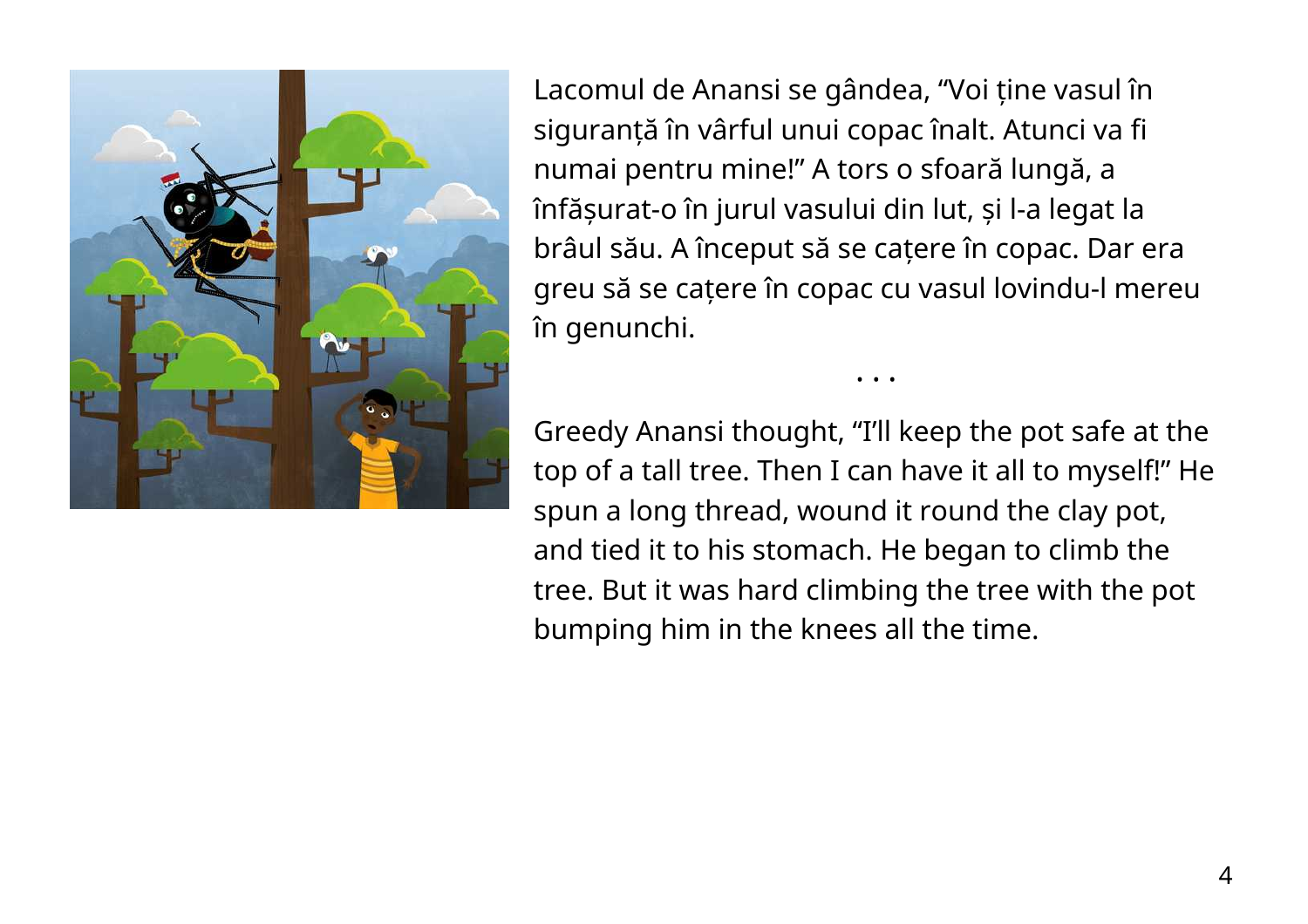Lacomul de Anansi se gândea, “Voi ține vasul în siguranță în vârful unui copac înalt. Atunci va fi numai pentru mine!” A tors o sfoară lungă, a înfășurat-o în jurul vasului din lut, și l-a legat la brâul său. A început să se cațere în copac. Dar era greu să se cațere în copac cu vasul lovindu-l mereu în genunchi.

. . .

Greedy Anansi thought, “I’ll keep the pot safe at the top of a tall tree. Then I can have it all to myself!” He spun a long thread, wound it round the clay pot, and tied it to his stomach. He began to climb the tree. But it was hard climbing the tree with the pot bumping him in the knees all the time.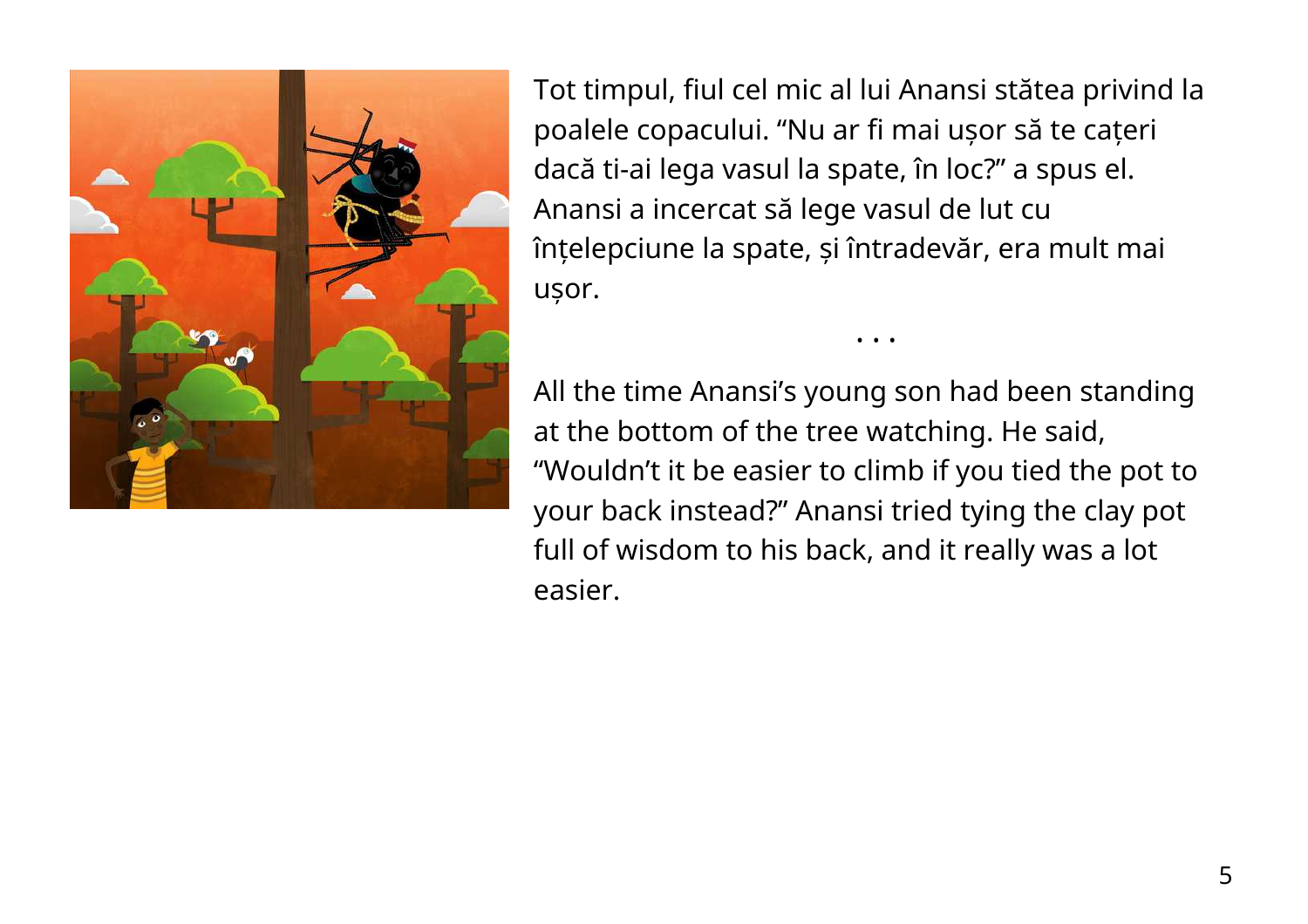Tot timpul, fiul cel mic al lui Anansi stătea privind la poalele copacului. “Nu ar fi mai ușor să te cațeri dacă ti-ai lega vasul la spate, în loc?” a spus el. Anansi a incercat să lege vasul de lut cu înțelepciune la spate, și întradevăr, era mult mai ușor.

. . .

All the time Anansi’s young son had been standing at the bottom of the tree watching. He said, “Wouldn’t it be easier to climb if you tied the pot to your back instead?” Anansi tried tying the clay pot full of wisdom to his back, and it really was a lot easier.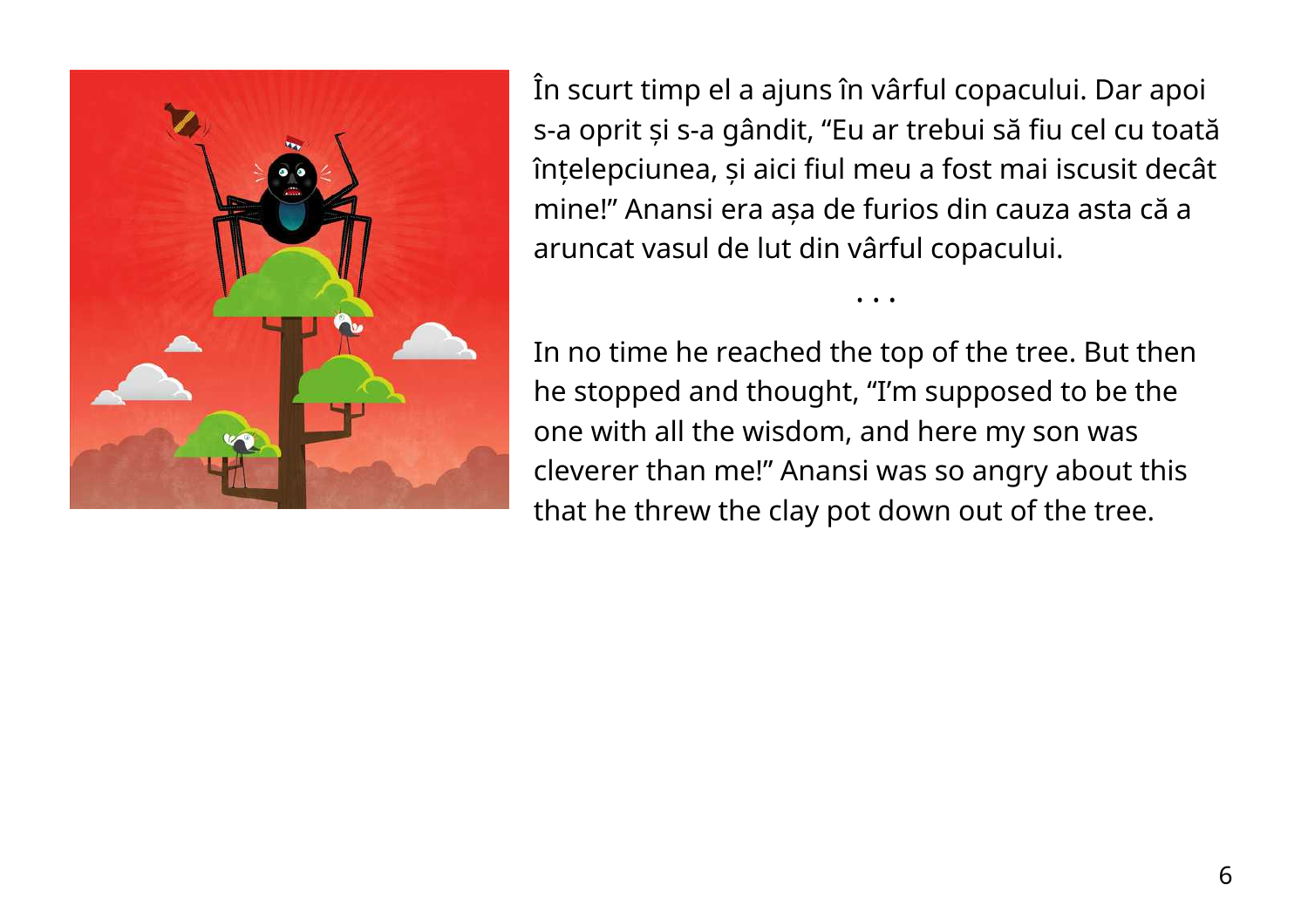În scurt timp el a ajuns în vârful copacului. Dar apoi s-a oprit și s-a gândit, “Eu ar trebui să fiu cel cu toată înțelepciunea, și aici fiul meu a fost mai iscusit decât mine!” Anansi era așa de furios din cauza asta că a aruncat vasul de lut din vârful copacului.

• • •

In no time he reached the top of the tree. But then he stopped and thought, “I’m supposed to be the one with all the wisdom, and here my son was cleverer than me!” Anansi was so angry about this that he threw the clay pot down out of the tree.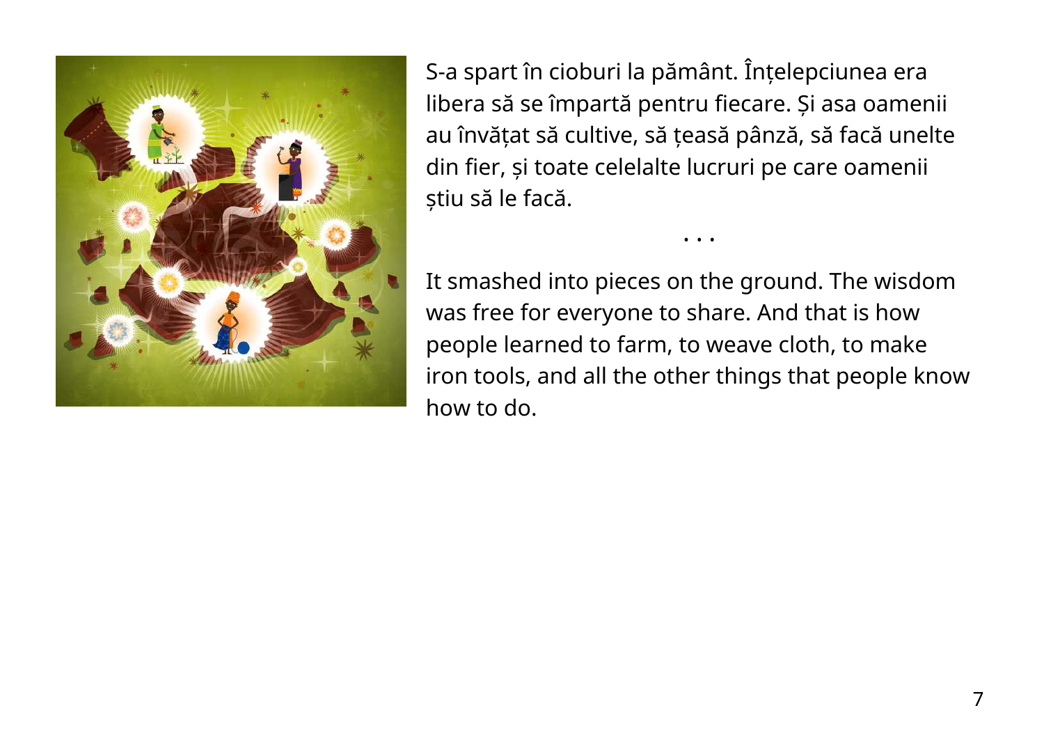S-a spart în cioburi la pământ. Înțelepciunea era libera să se împartă pentru fiecare. Și asa oamenii au învățat să cultive, să țeasă pânză, să facă unelte din fier, și toate celelalte lucruri pe care oamenii știu să le facă.

• • •

It smashed into pieces on the ground. The wisdom was free for everyone to share. And that is how people learned to farm, to weave cloth, to make iron tools, and all the other things that people know how to do.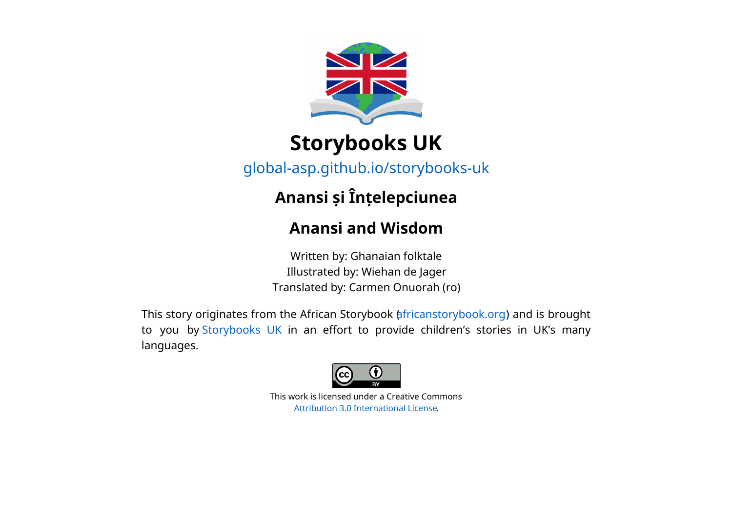# Storybooks UK

global-asp.github.io/storybooks-uk

## Anansi și Înțelepciunea

## Anansi and Wisdom

Written by: Ghanaian folktale
Illustrated by: Wiehan de Jager
Translated by: Carmen Onuorah (ro)

This story originates from the African Storybook (africanstorybook.org) and is brought to you by Storybooks UK in an effort to provide children's stories in UK's many languages.

This work is licensed under a Creative Commons Attribution 3.0 International License.